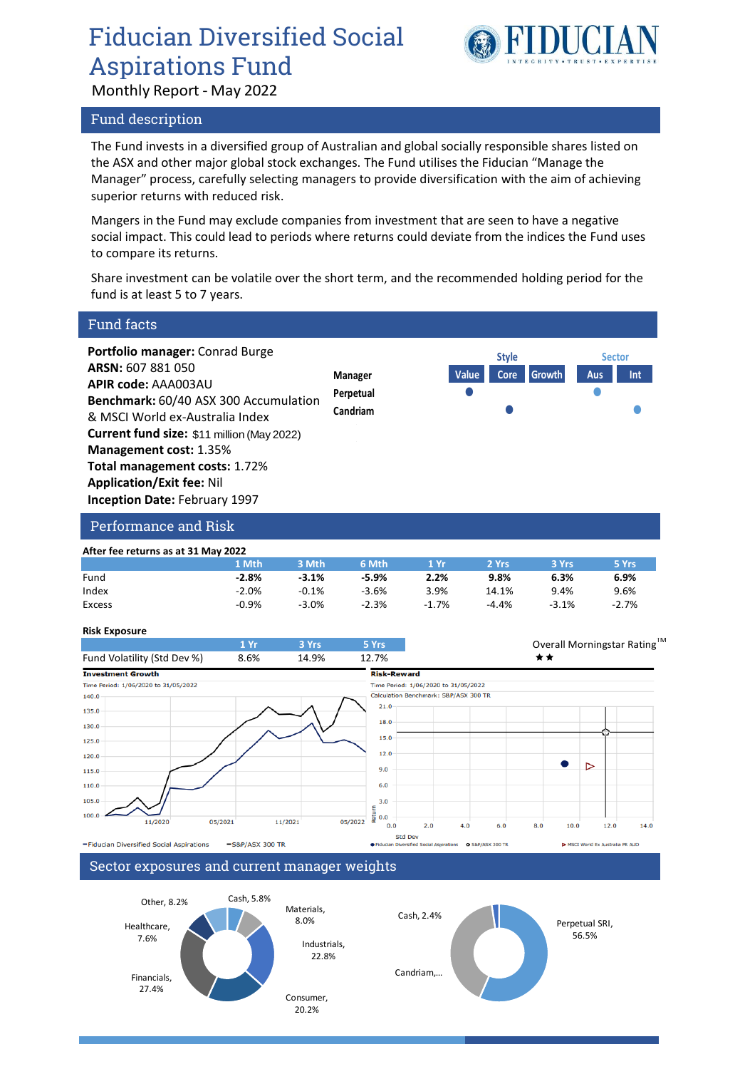# Fiducian Diversified Social Aspirations Fund

Monthly Report - May 2022

## Fund description

The Fund invests in a diversified group of Australian and global socially responsible shares listed on the ASX and other major global stock exchanges. The Fund utilises the Fiducian "Manage the Manager" process, carefully selecting managers to provide diversification with the aim of achieving superior returns with reduced risk.

Mangers in the Fund may exclude companies from investment that are seen to have a negative social impact. This could lead to periods where returns could deviate from the indices the Fund uses to compare its returns.

Share investment can be volatile over the short term, and the recommended holding period for the fund is at least 5 to 7 years.

## Fund facts

**Portfolio manager:** Conrad Burge
**ARSN:** 607 881 050
**APIR code:** AAA003AU
**Benchmark:** 60/40 ASX 300 Accumulation & MSCI World ex-Australia Index
**Current fund size:** $11 million (May 2022)
**Management cost:** 1.35%
**Total management costs:** 1.72%
**Application/Exit fee:** Nil
**Inception Date:** February 1997

| Manager | Style: Value | Style: Core | Style: Growth | Sector: Aus | Sector: Int |
|---|---|---|---|---|---|
| Perpetual | ● | | | ● | |
| Candriam | | ● | | | ● |

## Performance and Risk

**After fee returns as at 31 May 2022**

| | 1 Mth | 3 Mth | 6 Mth | 1 Yr | 2 Yrs | 3 Yrs | 5 Yrs |
|---|---|---|---|---|---|---|---|
| Fund | **-2.8%** | **-3.1%** | **-5.9%** | **2.2%** | **9.8%** | **6.3%** | **6.9%** |
| Index | -2.0% | -0.1% | -3.6% | 3.9% | 14.1% | 9.4% | 9.6% |
| Excess | -0.9% | -3.0% | -2.3% | -1.7% | -4.4% | -3.1% | -2.7% |

**Risk Exposure**

| | 1 Yr | 3 Yrs | 5 Yrs |
|---|---|---|---|
| Fund Volatility (Std Dev %) | 8.6% | 14.9% | 12.7% |

Overall Morningstar Rating™ ★★

**Investment Growth**
Time Period: 1/06/2020 to 31/05/2022
— Fiducian Diversified Social Aspirations — S&P/ASX 300 TR

**Risk-Reward**
Time Period: 1/06/2020 to 31/05/2022
Calculation Benchmark: S&P/ASX 300 TR
● Fiducian Diversified Social Aspirations ○ S&P/ASX 300 TR ▷ MSCI World Ex Australia PR AUD

## Sector exposures and current manager weights

Sector exposures: Cash, 5.8%; Materials, 8.0%; Industrials, 22.8%; Consumer, 20.2%; Financials, 27.4%; Healthcare, 7.6%; Other, 8.2%

Manager weights: Perpetual SRI, 56.5%; Candriam,...; Cash, 2.4%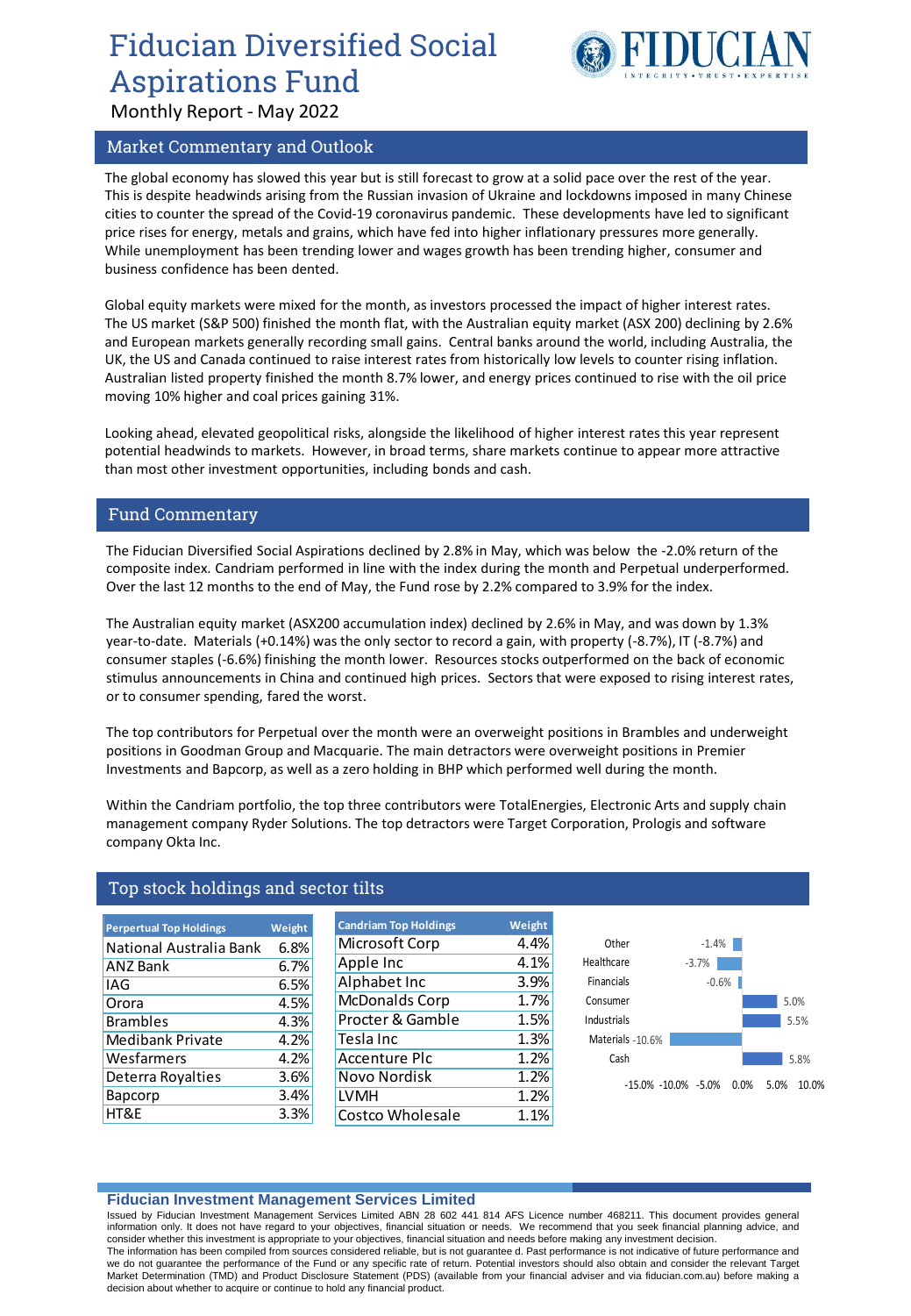# Fiducian Diversified Social Aspirations Fund

Monthly Report - May 2022

## Market Commentary and Outlook

The global economy has slowed this year but is still forecast to grow at a solid pace over the rest of the year. This is despite headwinds arising from the Russian invasion of Ukraine and lockdowns imposed in many Chinese cities to counter the spread of the Covid-19 coronavirus pandemic. These developments have led to significant price rises for energy, metals and grains, which have fed into higher inflationary pressures more generally. While unemployment has been trending lower and wages growth has been trending higher, consumer and business confidence has been dented.

Global equity markets were mixed for the month, as investors processed the impact of higher interest rates. The US market (S&P 500) finished the month flat, with the Australian equity market (ASX 200) declining by 2.6% and European markets generally recording small gains. Central banks around the world, including Australia, the UK, the US and Canada continued to raise interest rates from historically low levels to counter rising inflation. Australian listed property finished the month 8.7% lower, and energy prices continued to rise with the oil price moving 10% higher and coal prices gaining 31%.

Looking ahead, elevated geopolitical risks, alongside the likelihood of higher interest rates this year represent potential headwinds to markets. However, in broad terms, share markets continue to appear more attractive than most other investment opportunities, including bonds and cash.

## Fund Commentary

The Fiducian Diversified Social Aspirations declined by 2.8% in May, which was below the -2.0% return of the composite index. Candriam performed in line with the index during the month and Perpetual underperformed. Over the last 12 months to the end of May, the Fund rose by 2.2% compared to 3.9% for the index.

The Australian equity market (ASX200 accumulation index) declined by 2.6% in May, and was down by 1.3% year-to-date. Materials (+0.14%) was the only sector to record a gain, with property (-8.7%), IT (-8.7%) and consumer staples (-6.6%) finishing the month lower. Resources stocks outperformed on the back of economic stimulus announcements in China and continued high prices. Sectors that were exposed to rising interest rates, or to consumer spending, fared the worst.

The top contributors for Perpetual over the month were an overweight positions in Brambles and underweight positions in Goodman Group and Macquarie. The main detractors were overweight positions in Premier Investments and Bapcorp, as well as a zero holding in BHP which performed well during the month.

Within the Candriam portfolio, the top three contributors were TotalEnergies, Electronic Arts and supply chain management company Ryder Solutions. The top detractors were Target Corporation, Prologis and software company Okta Inc.

## Top stock holdings and sector tilts

| Perpetual Top Holdings | Weight |
|---|---|
| National Australia Bank | 6.8% |
| ANZ Bank | 6.7% |
| IAG | 6.5% |
| Orora | 4.5% |
| Brambles | 4.3% |
| Medibank Private | 4.2% |
| Wesfarmers | 4.2% |
| Deterra Royalties | 3.6% |
| Bapcorp | 3.4% |
| HT&E | 3.3% |

| Candriam Top Holdings | Weight |
|---|---|
| Microsoft Corp | 4.4% |
| Apple Inc | 4.1% |
| Alphabet Inc | 3.9% |
| McDonalds Corp | 1.7% |
| Procter & Gamble | 1.5% |
| Tesla Inc | 1.3% |
| Accenture Plc | 1.2% |
| Novo Nordisk | 1.2% |
| LVMH | 1.2% |
| Costco Wholesale | 1.1% |

Other -1.4%
Healthcare -3.7%
Financials -0.6%
Consumer 5.0%
Industrials 5.5%
Materials -10.6%
Cash 5.8%

-15.0% -10.0% -5.0% 0.0% 5.0% 10.0%

**Fiducian Investment Management Services Limited**

Issued by Fiducian Investment Management Services Limited ABN 28 602 441 814 AFS Licence number 468211. This document provides general information only. It does not have regard to your objectives, financial situation or needs. We recommend that you seek financial planning advice, and consider whether this investment is appropriate to your objectives, financial situation and needs before making any investment decision.
The information has been compiled from sources considered reliable, but is not guarantee d. Past performance is not indicative of future performance and we do not guarantee the performance of the Fund or any specific rate of return. Potential investors should also obtain and consider the relevant Target Market Determination (TMD) and Product Disclosure Statement (PDS) (available from your financial adviser and via fiducian.com.au) before making a decision about whether to acquire or continue to hold any financial product.